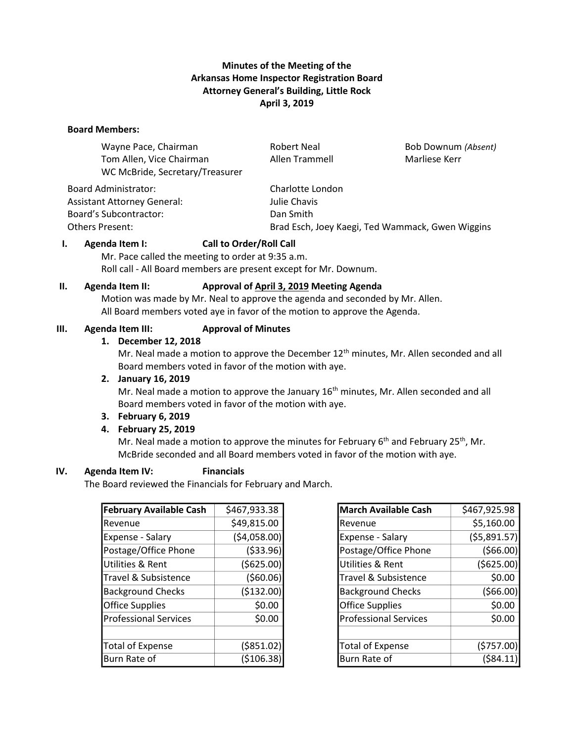**Minutes of the Meeting of the**
**Arkansas Home Inspector Registration Board**
**Attorney General's Building, Little Rock**
**April 3, 2019**

**Board Members:**

| | | |
|---|---|---|
| Wayne Pace, Chairman | Robert Neal | Bob Downum *(Absent)* |
| Tom Allen, Vice Chairman | Allen Trammell | Marliese Kerr |
| WC McBride, Secretary/Treasurer | | |

| | |
|---|---|
| Board Administrator: | Charlotte London |
| Assistant Attorney General: | Julie Chavis |
| Board's Subcontractor: | Dan Smith |
| Others Present: | Brad Esch, Joey Kaegi, Ted Wammack, Gwen Wiggins |

**I. Agenda Item I: Call to Order/Roll Call**

Mr. Pace called the meeting to order at 9:35 a.m.
Roll call - All Board members are present except for Mr. Downum.

**II. Agenda Item II: Approval of April 3, 2019 Meeting Agenda**

Motion was made by Mr. Neal to approve the agenda and seconded by Mr. Allen.
All Board members voted aye in favor of the motion to approve the Agenda.

**III. Agenda Item III: Approval of Minutes**

1. **December 12, 2018**
   Mr. Neal made a motion to approve the December 12th minutes, Mr. Allen seconded and all Board members voted in favor of the motion with aye.
2. **January 16, 2019**
   Mr. Neal made a motion to approve the January 16th minutes, Mr. Allen seconded and all Board members voted in favor of the motion with aye.
3. **February 6, 2019**
4. **February 25, 2019**
   Mr. Neal made a motion to approve the minutes for February 6th and February 25th, Mr. McBride seconded and all Board members voted in favor of the motion with aye.

**IV. Agenda Item IV: Financials**

The Board reviewed the Financials for February and March.

| **February Available Cash** | $467,933.38 |
|---|---|
| Revenue | $49,815.00 |
| Expense - Salary | ($4,058.00) |
| Postage/Office Phone | ($33.96) |
| Utilities & Rent | ($625.00) |
| Travel & Subsistence | ($60.06) |
| Background Checks | ($132.00) |
| Office Supplies | $0.00 |
| Professional Services | $0.00 |
| | |
| Total of Expense | ($851.02) |
| Burn Rate of | ($106.38) |

| **March Available Cash** | $467,925.98 |
|---|---|
| Revenue | $5,160.00 |
| Expense - Salary | ($5,891.57) |
| Postage/Office Phone | ($66.00) |
| Utilities & Rent | ($625.00) |
| Travel & Subsistence | $0.00 |
| Background Checks | ($66.00) |
| Office Supplies | $0.00 |
| Professional Services | $0.00 |
| | |
| Total of Expense | ($757.00) |
| Burn Rate of | ($84.11) |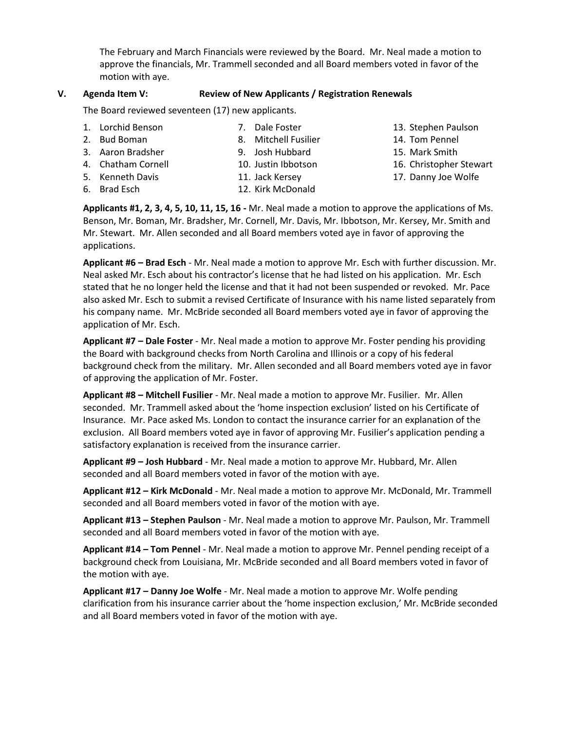The February and March Financials were reviewed by the Board. Mr. Neal made a motion to approve the financials, Mr. Trammell seconded and all Board members voted in favor of the motion with aye.

## V. Agenda Item V: Review of New Applicants / Registration Renewals

The Board reviewed seventeen (17) new applicants.

1. Lorchid Benson
2. Bud Boman
3. Aaron Bradsher
4. Chatham Cornell
5. Kenneth Davis
6. Brad Esch
7. Dale Foster
8. Mitchell Fusilier
9. Josh Hubbard
10. Justin Ibbotson
11. Jack Kersey
12. Kirk McDonald
13. Stephen Paulson
14. Tom Pennel
15. Mark Smith
16. Christopher Stewart
17. Danny Joe Wolfe

**Applicants #1, 2, 3, 4, 5, 10, 11, 15, 16 -** Mr. Neal made a motion to approve the applications of Ms. Benson, Mr. Boman, Mr. Bradsher, Mr. Cornell, Mr. Davis, Mr. Ibbotson, Mr. Kersey, Mr. Smith and Mr. Stewart. Mr. Allen seconded and all Board members voted aye in favor of approving the applications.

**Applicant #6 – Brad Esch** - Mr. Neal made a motion to approve Mr. Esch with further discussion. Mr. Neal asked Mr. Esch about his contractor's license that he had listed on his application. Mr. Esch stated that he no longer held the license and that it had not been suspended or revoked. Mr. Pace also asked Mr. Esch to submit a revised Certificate of Insurance with his name listed separately from his company name. Mr. McBride seconded all Board members voted aye in favor of approving the application of Mr. Esch.

**Applicant #7 – Dale Foster** - Mr. Neal made a motion to approve Mr. Foster pending his providing the Board with background checks from North Carolina and Illinois or a copy of his federal background check from the military. Mr. Allen seconded and all Board members voted aye in favor of approving the application of Mr. Foster.

**Applicant #8 – Mitchell Fusilier** - Mr. Neal made a motion to approve Mr. Fusilier. Mr. Allen seconded. Mr. Trammell asked about the 'home inspection exclusion' listed on his Certificate of Insurance. Mr. Pace asked Ms. London to contact the insurance carrier for an explanation of the exclusion. All Board members voted aye in favor of approving Mr. Fusilier's application pending a satisfactory explanation is received from the insurance carrier.

**Applicant #9 – Josh Hubbard** - Mr. Neal made a motion to approve Mr. Hubbard, Mr. Allen seconded and all Board members voted in favor of the motion with aye.

**Applicant #12 – Kirk McDonald** - Mr. Neal made a motion to approve Mr. McDonald, Mr. Trammell seconded and all Board members voted in favor of the motion with aye.

**Applicant #13 – Stephen Paulson** - Mr. Neal made a motion to approve Mr. Paulson, Mr. Trammell seconded and all Board members voted in favor of the motion with aye.

**Applicant #14 – Tom Pennel** - Mr. Neal made a motion to approve Mr. Pennel pending receipt of a background check from Louisiana, Mr. McBride seconded and all Board members voted in favor of the motion with aye.

**Applicant #17 – Danny Joe Wolfe** - Mr. Neal made a motion to approve Mr. Wolfe pending clarification from his insurance carrier about the 'home inspection exclusion,' Mr. McBride seconded and all Board members voted in favor of the motion with aye.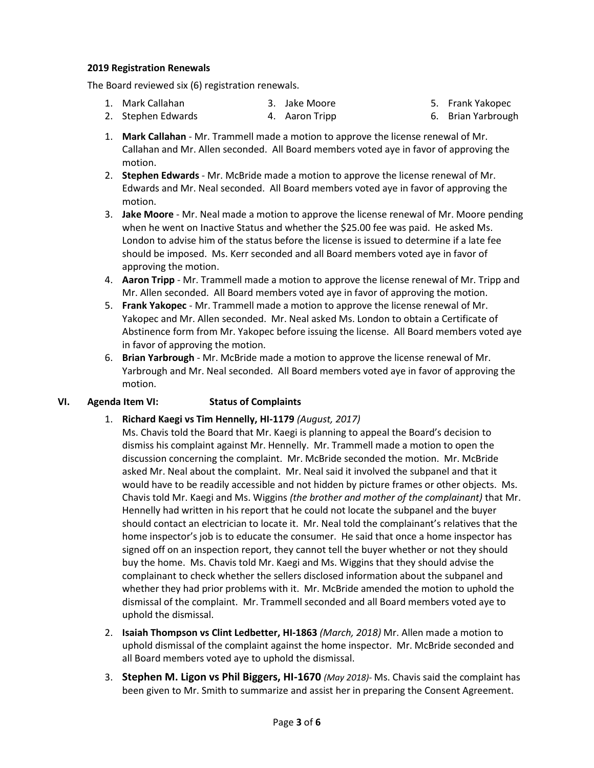**2019 Registration Renewals**

The Board reviewed six (6) registration renewals.

1. Mark Callahan
2. Stephen Edwards
3. Jake Moore
4. Aaron Tripp
5. Frank Yakopec
6. Brian Yarbrough

1. **Mark Callahan** - Mr. Trammell made a motion to approve the license renewal of Mr. Callahan and Mr. Allen seconded. All Board members voted aye in favor of approving the motion.
2. **Stephen Edwards** - Mr. McBride made a motion to approve the license renewal of Mr. Edwards and Mr. Neal seconded. All Board members voted aye in favor of approving the motion.
3. **Jake Moore** - Mr. Neal made a motion to approve the license renewal of Mr. Moore pending when he went on Inactive Status and whether the $25.00 fee was paid. He asked Ms. London to advise him of the status before the license is issued to determine if a late fee should be imposed. Ms. Kerr seconded and all Board members voted aye in favor of approving the motion.
4. **Aaron Tripp** - Mr. Trammell made a motion to approve the license renewal of Mr. Tripp and Mr. Allen seconded. All Board members voted aye in favor of approving the motion.
5. **Frank Yakopec** - Mr. Trammell made a motion to approve the license renewal of Mr. Yakopec and Mr. Allen seconded. Mr. Neal asked Ms. London to obtain a Certificate of Abstinence form from Mr. Yakopec before issuing the license. All Board members voted aye in favor of approving the motion.
6. **Brian Yarbrough** - Mr. McBride made a motion to approve the license renewal of Mr. Yarbrough and Mr. Neal seconded. All Board members voted aye in favor of approving the motion.

## VI. Agenda Item VI: Status of Complaints

1. **Richard Kaegi vs Tim Hennelly, HI-1179** *(August, 2017)*
   Ms. Chavis told the Board that Mr. Kaegi is planning to appeal the Board's decision to dismiss his complaint against Mr. Hennelly. Mr. Trammell made a motion to open the discussion concerning the complaint. Mr. McBride seconded the motion. Mr. McBride asked Mr. Neal about the complaint. Mr. Neal said it involved the subpanel and that it would have to be readily accessible and not hidden by picture frames or other objects. Ms. Chavis told Mr. Kaegi and Ms. Wiggins *(the brother and mother of the complainant)* that Mr. Hennelly had written in his report that he could not locate the subpanel and the buyer should contact an electrician to locate it. Mr. Neal told the complainant's relatives that the home inspector's job is to educate the consumer. He said that once a home inspector has signed off on an inspection report, they cannot tell the buyer whether or not they should buy the home. Ms. Chavis told Mr. Kaegi and Ms. Wiggins that they should advise the complainant to check whether the sellers disclosed information about the subpanel and whether they had prior problems with it. Mr. McBride amended the motion to uphold the dismissal of the complaint. Mr. Trammell seconded and all Board members voted aye to uphold the dismissal.
2. **Isaiah Thompson vs Clint Ledbetter, HI-1863** *(March, 2018)* Mr. Allen made a motion to uphold dismissal of the complaint against the home inspector. Mr. McBride seconded and all Board members voted aye to uphold the dismissal.
3. **Stephen M. Ligon vs Phil Biggers, HI-1670** *(May 2018)*- Ms. Chavis said the complaint has been given to Mr. Smith to summarize and assist her in preparing the Consent Agreement.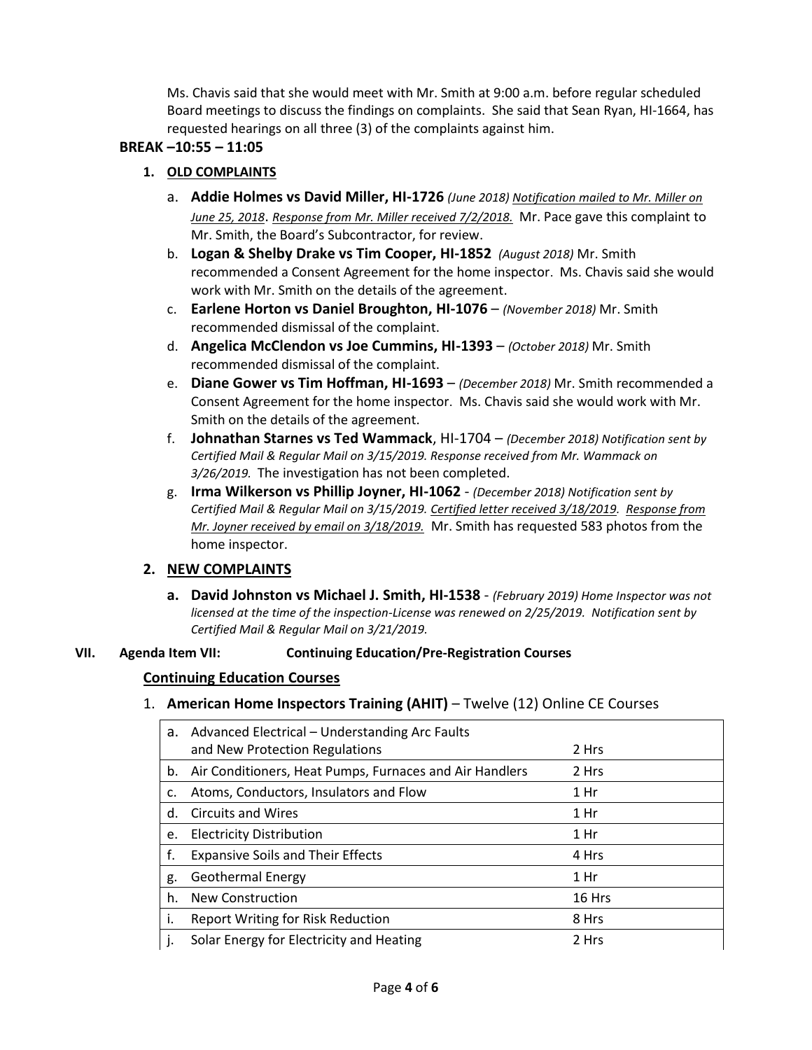Ms. Chavis said that she would meet with Mr. Smith at 9:00 a.m. before regular scheduled Board meetings to discuss the findings on complaints. She said that Sean Ryan, HI-1664, has requested hearings on all three (3) of the complaints against him.

**BREAK –10:55 – 11:05**

1. **OLD COMPLAINTS**

   a. **Addie Holmes vs David Miller, HI-1726** *(June 2018) Notification mailed to Mr. Miller on June 25, 2018*. *Response from Mr. Miller received 7/2/2018.* Mr. Pace gave this complaint to Mr. Smith, the Board's Subcontractor, for review.

   b. **Logan & Shelby Drake vs Tim Cooper, HI-1852** *(August 2018)* Mr. Smith recommended a Consent Agreement for the home inspector. Ms. Chavis said she would work with Mr. Smith on the details of the agreement.

   c. **Earlene Horton vs Daniel Broughton, HI-1076** – *(November 2018)* Mr. Smith recommended dismissal of the complaint.

   d. **Angelica McClendon vs Joe Cummins, HI-1393** – *(October 2018)* Mr. Smith recommended dismissal of the complaint.

   e. **Diane Gower vs Tim Hoffman, HI-1693** – *(December 2018)* Mr. Smith recommended a Consent Agreement for the home inspector. Ms. Chavis said she would work with Mr. Smith on the details of the agreement.

   f. **Johnathan Starnes vs Ted Wammack**, HI-1704 – *(December 2018) Notification sent by Certified Mail & Regular Mail on 3/15/2019. Response received from Mr. Wammack on 3/26/2019.* The investigation has not been completed.

   g. **Irma Wilkerson vs Phillip Joyner, HI-1062** - *(December 2018) Notification sent by Certified Mail & Regular Mail on 3/15/2019. Certified letter received 3/18/2019. Response from Mr. Joyner received by email on 3/18/2019.* Mr. Smith has requested 583 photos from the home inspector.

2. **NEW COMPLAINTS**

   a. **David Johnston vs Michael J. Smith, HI-1538** - *(February 2019) Home Inspector was not licensed at the time of the inspection-License was renewed on 2/25/2019. Notification sent by Certified Mail & Regular Mail on 3/21/2019.*

**VII. Agenda Item VII: Continuing Education/Pre-Registration Courses**

**Continuing Education Courses**

1. **American Home Inspectors Training (AHIT)** – Twelve (12) Online CE Courses

| | Course | Hours |
|---|---|---|
| a. | Advanced Electrical – Understanding Arc Faults and New Protection Regulations | 2 Hrs |
| b. | Air Conditioners, Heat Pumps, Furnaces and Air Handlers | 2 Hrs |
| c. | Atoms, Conductors, Insulators and Flow | 1 Hr |
| d. | Circuits and Wires | 1 Hr |
| e. | Electricity Distribution | 1 Hr |
| f. | Expansive Soils and Their Effects | 4 Hrs |
| g. | Geothermal Energy | 1 Hr |
| h. | New Construction | 16 Hrs |
| i. | Report Writing for Risk Reduction | 8 Hrs |
| j. | Solar Energy for Electricity and Heating | 2 Hrs |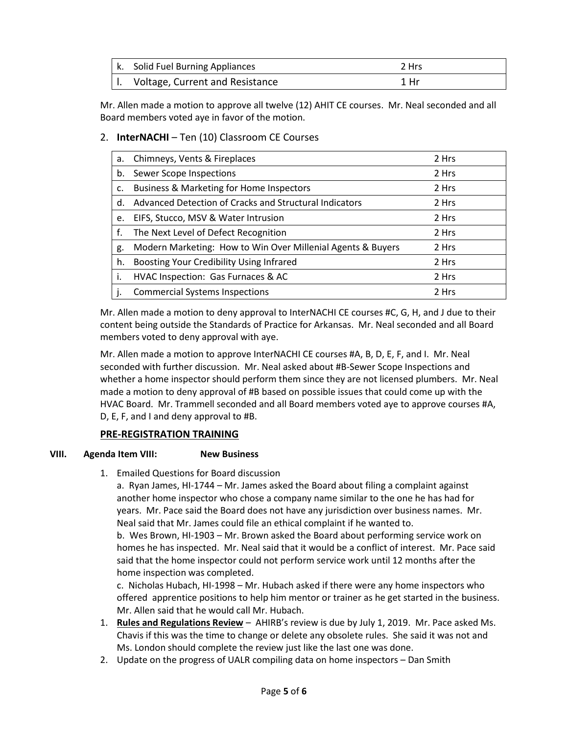| | | |
|---|---|---|
| k. | Solid Fuel Burning Appliances | 2 Hrs |
| l. | Voltage, Current and Resistance | 1 Hr |

Mr. Allen made a motion to approve all twelve (12) AHIT CE courses. Mr. Neal seconded and all Board members voted aye in favor of the motion.

2. **InterNACHI** – Ten (10) Classroom CE Courses

| | | |
|---|---|---|
| a. | Chimneys, Vents & Fireplaces | 2 Hrs |
| b. | Sewer Scope Inspections | 2 Hrs |
| c. | Business & Marketing for Home Inspectors | 2 Hrs |
| d. | Advanced Detection of Cracks and Structural Indicators | 2 Hrs |
| e. | EIFS, Stucco, MSV & Water Intrusion | 2 Hrs |
| f. | The Next Level of Defect Recognition | 2 Hrs |
| g. | Modern Marketing: How to Win Over Millenial Agents & Buyers | 2 Hrs |
| h. | Boosting Your Credibility Using Infrared | 2 Hrs |
| i. | HVAC Inspection: Gas Furnaces & AC | 2 Hrs |
| j. | Commercial Systems Inspections | 2 Hrs |

Mr. Allen made a motion to deny approval to InterNACHI CE courses #C, G, H, and J due to their content being outside the Standards of Practice for Arkansas. Mr. Neal seconded and all Board members voted to deny approval with aye.

Mr. Allen made a motion to approve InterNACHI CE courses #A, B, D, E, F, and I. Mr. Neal seconded with further discussion. Mr. Neal asked about #B-Sewer Scope Inspections and whether a home inspector should perform them since they are not licensed plumbers. Mr. Neal made a motion to deny approval of #B based on possible issues that could come up with the HVAC Board. Mr. Trammell seconded and all Board members voted aye to approve courses #A, D, E, F, and I and deny approval to #B.

**PRE-REGISTRATION TRAINING**

**VIII. Agenda Item VIII: New Business**

1. Emailed Questions for Board discussion

   a. Ryan James, HI-1744 – Mr. James asked the Board about filing a complaint against another home inspector who chose a company name similar to the one he has had for years. Mr. Pace said the Board does not have any jurisdiction over business names. Mr. Neal said that Mr. James could file an ethical complaint if he wanted to.

   b. Wes Brown, HI-1903 – Mr. Brown asked the Board about performing service work on homes he has inspected. Mr. Neal said that it would be a conflict of interest. Mr. Pace said said that the home inspector could not perform service work until 12 months after the home inspection was completed.

   c. Nicholas Hubach, HI-1998 – Mr. Hubach asked if there were any home inspectors who offered apprentice positions to help him mentor or trainer as he get started in the business. Mr. Allen said that he would call Mr. Hubach.

1. **Rules and Regulations Review** – AHIRB's review is due by July 1, 2019. Mr. Pace asked Ms. Chavis if this was the time to change or delete any obsolete rules. She said it was not and Ms. London should complete the review just like the last one was done.
2. Update on the progress of UALR compiling data on home inspectors – Dan Smith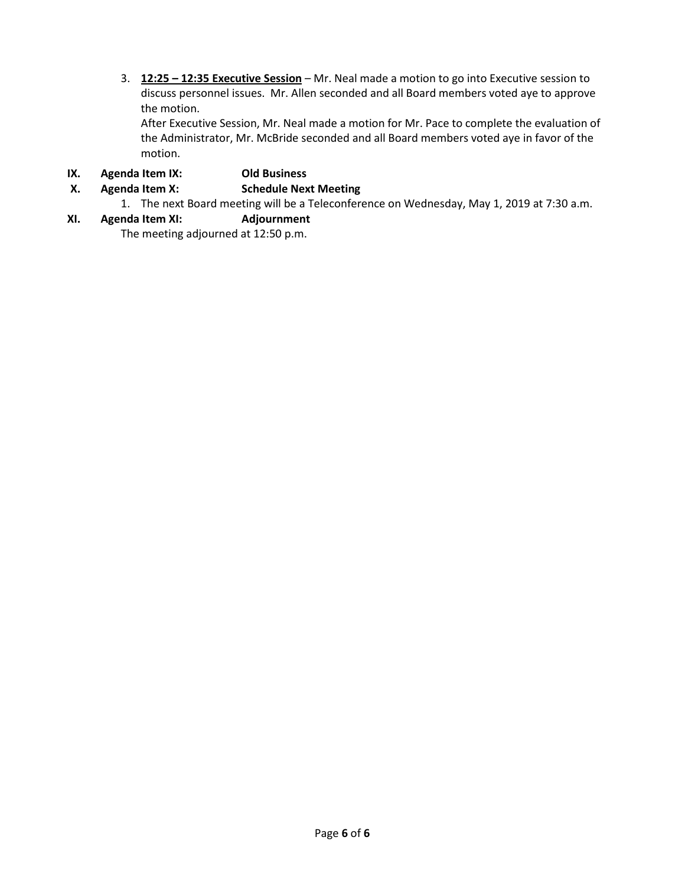3. **12:25 – 12:35 Executive Session** – Mr. Neal made a motion to go into Executive session to discuss personnel issues. Mr. Allen seconded and all Board members voted aye to approve the motion.
   After Executive Session, Mr. Neal made a motion for Mr. Pace to complete the evaluation of the Administrator, Mr. McBride seconded and all Board members voted aye in favor of the motion.

**IX. Agenda Item IX: Old Business**

**X. Agenda Item X: Schedule Next Meeting**

1. The next Board meeting will be a Teleconference on Wednesday, May 1, 2019 at 7:30 a.m.

**XI. Agenda Item XI: Adjournment**

The meeting adjourned at 12:50 p.m.